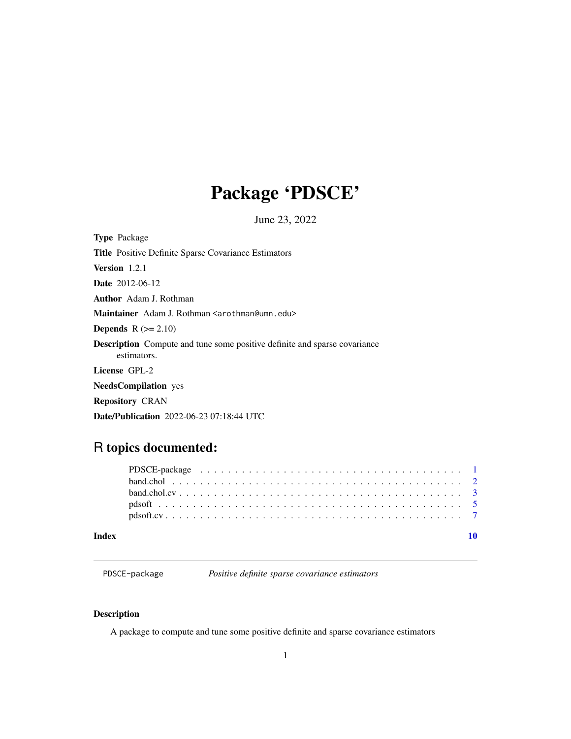# Package 'PDSCE'

June 23, 2022

**Type** Package

**Title** Positive Definite Sparse Covariance Estimators

**Version** 1.2.1

**Date** 2012-06-12

**Author** Adam J. Rothman

**Maintainer** Adam J. Rothman <arothman@umn.edu>

**Depends** R (>= 2.10)

**Description** Compute and tune some positive definite and sparse covariance estimators.

**License** GPL-2

**NeedsCompilation** yes

**Repository** CRAN

**Date/Publication** 2022-06-23 07:18:44 UTC

## R topics documented:

- PDSCE-package . . . . . . . . . . . . . . . . . . . . . . . . . . . . . . . . . . . . 1
- band.chol . . . . . . . . . . . . . . . . . . . . . . . . . . . . . . . . . . . . . . . . 2
- band.chol.cv . . . . . . . . . . . . . . . . . . . . . . . . . . . . . . . . . . . . . . 3
- pdsoft . . . . . . . . . . . . . . . . . . . . . . . . . . . . . . . . . . . . . . . . . . 5
- pdsoft.cv . . . . . . . . . . . . . . . . . . . . . . . . . . . . . . . . . . . . . . . . 7

**Index** 10

---

PDSCE-package *Positive definite sparse covariance estimators*

---

### Description

A package to compute and tune some positive definite and sparse covariance estimators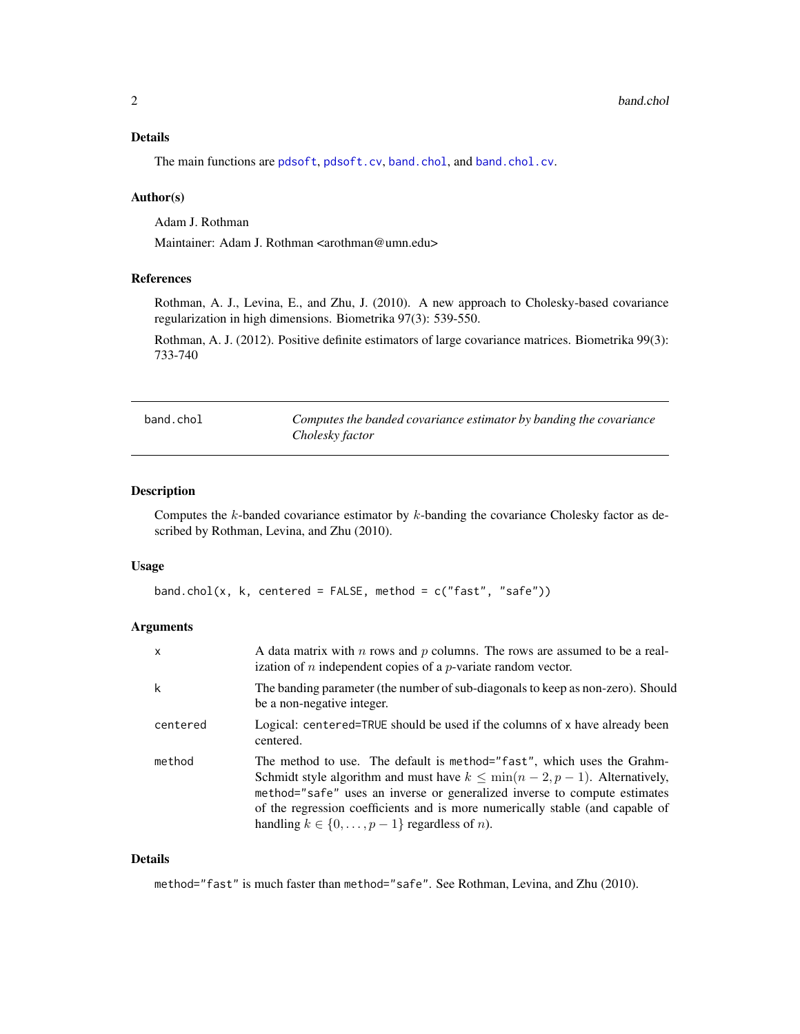## Details

The main functions are pdsoft, pdsoft.cv, band.chol, and band.chol.cv.

## Author(s)

Adam J. Rothman

Maintainer: Adam J. Rothman <arothman@umn.edu>

## References

Rothman, A. J., Levina, E., and Zhu, J. (2010). A new approach to Cholesky-based covariance regularization in high dimensions. Biometrika 97(3): 539-550.

Rothman, A. J. (2012). Positive definite estimators of large covariance matrices. Biometrika 99(3): 733-740

---

# band.chol — *Computes the banded covariance estimator by banding the covariance Cholesky factor*

## Description

Computes the $k$-banded covariance estimator by $k$-banding the covariance Cholesky factor as described by Rothman, Levina, and Zhu (2010).

## Usage

```
band.chol(x, k, centered = FALSE, method = c("fast", "safe"))
```

## Arguments

| | |
|---|---|
| `x` | A data matrix with $n$ rows and $p$ columns. The rows are assumed to be a realization of $n$ independent copies of a $p$-variate random vector. |
| `k` | The banding parameter (the number of sub-diagonals to keep as non-zero). Should be a non-negative integer. |
| `centered` | Logical: `centered=TRUE` should be used if the columns of `x` have already been centered. |
| `method` | The method to use. The default is `method="fast"`, which uses the Grahm-Schmidt style algorithm and must have $k \leq \min(n-2, p-1)$. Alternatively, `method="safe"` uses an inverse or generalized inverse to compute estimates of the regression coefficients and is more numerically stable (and capable of handling $k \in \{0, \ldots, p-1\}$ regardless of $n$). |

## Details

`method="fast"` is much faster than `method="safe"`. See Rothman, Levina, and Zhu (2010).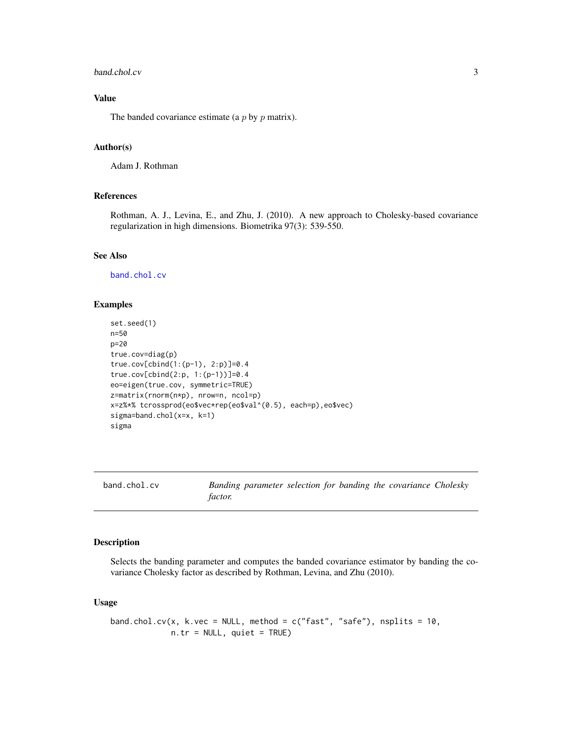## Value

The banded covariance estimate (a $p$ by $p$ matrix).

## Author(s)

Adam J. Rothman

## References

Rothman, A. J., Levina, E., and Zhu, J. (2010). A new approach to Cholesky-based covariance regularization in high dimensions. Biometrika 97(3): 539-550.

## See Also

band.chol.cv

## Examples

```
set.seed(1)
n=50
p=20
true.cov=diag(p)
true.cov[cbind(1:(p-1), 2:p)]=0.4
true.cov[cbind(2:p, 1:(p-1))]=0.4
eo=eigen(true.cov, symmetric=TRUE)
z=matrix(rnorm(n*p), nrow=n, ncol=p)
x=z%*% tcrossprod(eo$vec*rep(eo$val^(0.5), each=p),eo$vec)
sigma=band.chol(x=x, k=1)
sigma
```

---

# band.chol.cv — *Banding parameter selection for banding the covariance Cholesky factor.*

---

## Description

Selects the banding parameter and computes the banded covariance estimator by banding the covariance Cholesky factor as described by Rothman, Levina, and Zhu (2010).

## Usage

```
band.chol.cv(x, k.vec = NULL, method = c("fast", "safe"), nsplits = 10,
             n.tr = NULL, quiet = TRUE)
```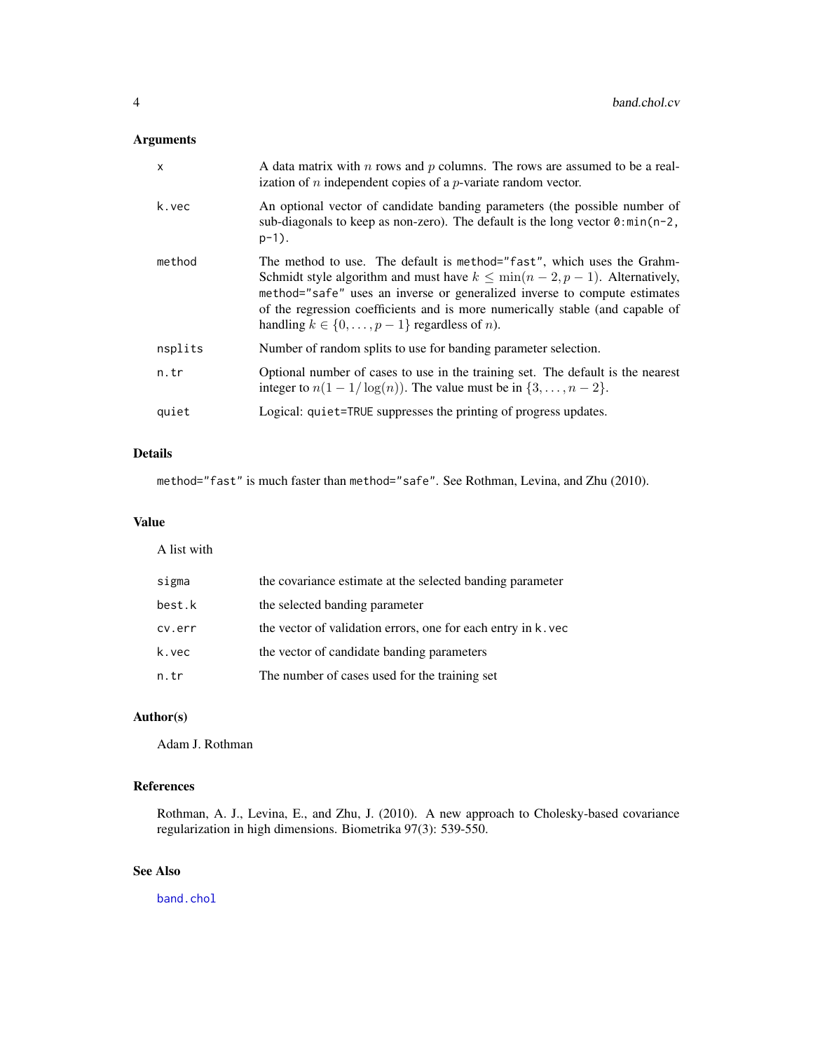### Arguments

| | |
|---|---|
| `x` | A data matrix with $n$ rows and $p$ columns. The rows are assumed to be a realization of $n$ independent copies of a $p$-variate random vector. |
| `k.vec` | An optional vector of candidate banding parameters (the possible number of sub-diagonals to keep as non-zero). The default is the long vector `0:min(n-2, p-1)`. |
| `method` | The method to use. The default is `method="fast"`, which uses the Grahm-Schmidt style algorithm and must have $k \leq \min(n-2, p-1)$. Alternatively, `method="safe"` uses an inverse or generalized inverse to compute estimates of the regression coefficients and is more numerically stable (and capable of handling $k \in \{0, \ldots, p-1\}$ regardless of $n$). |
| `nsplits` | Number of random splits to use for banding parameter selection. |
| `n.tr` | Optional number of cases to use in the training set. The default is the nearest integer to $n(1 - 1/\log(n))$. The value must be in $\{3, \ldots, n-2\}$. |
| `quiet` | Logical: `quiet=TRUE` suppresses the printing of progress updates. |

### Details

`method="fast"` is much faster than `method="safe"`. See Rothman, Levina, and Zhu (2010).

### Value

A list with

| | |
|---|---|
| `sigma` | the covariance estimate at the selected banding parameter |
| `best.k` | the selected banding parameter |
| `cv.err` | the vector of validation errors, one for each entry in `k.vec` |
| `k.vec` | the vector of candidate banding parameters |
| `n.tr` | The number of cases used for the training set |

### Author(s)

Adam J. Rothman

### References

Rothman, A. J., Levina, E., and Zhu, J. (2010). A new approach to Cholesky-based covariance regularization in high dimensions. Biometrika 97(3): 539-550.

### See Also

`band.chol`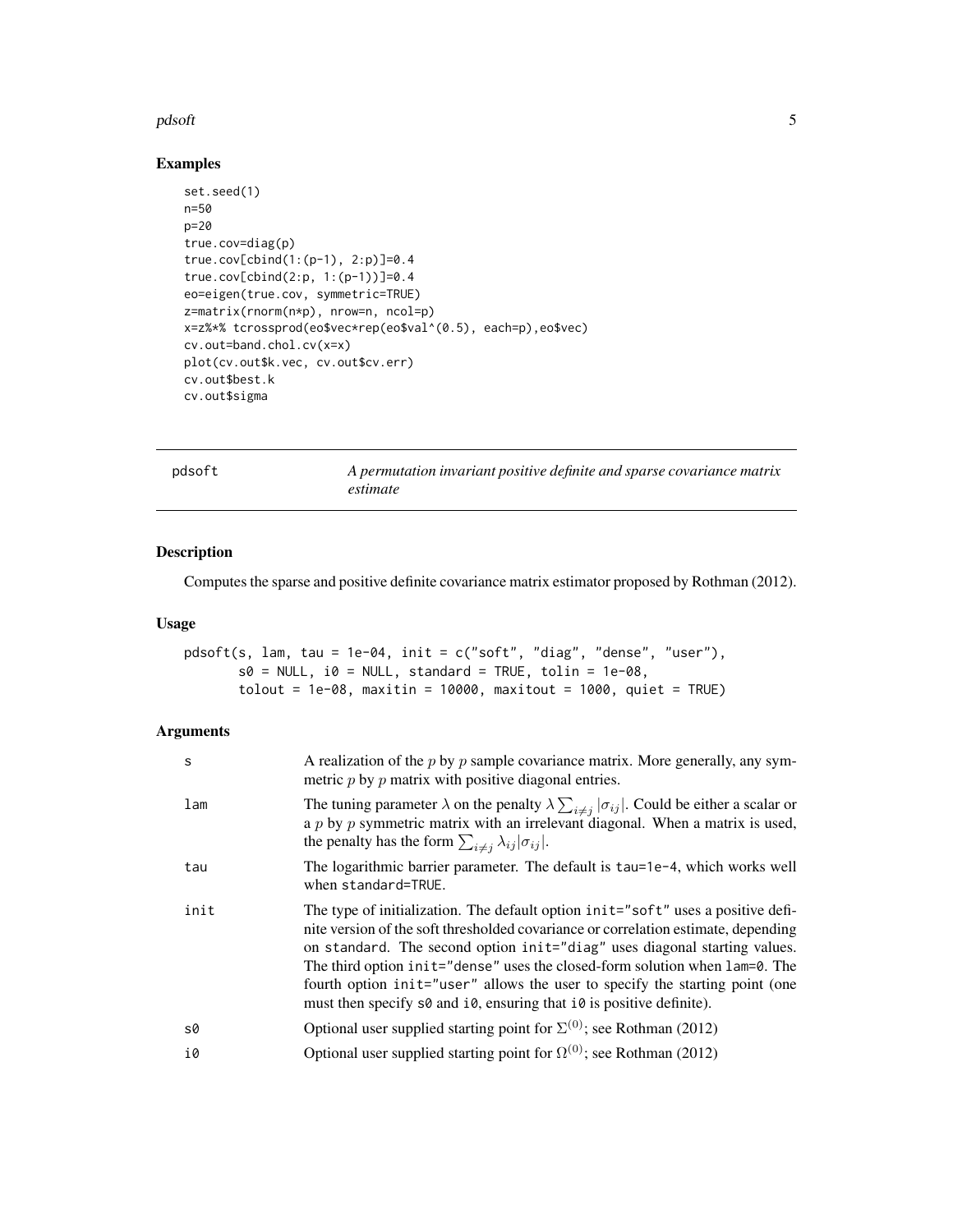### Examples

```
set.seed(1)
n=50
p=20
true.cov=diag(p)
true.cov[cbind(1:(p-1), 2:p)]=0.4
true.cov[cbind(2:p, 1:(p-1))]=0.4
eo=eigen(true.cov, symmetric=TRUE)
z=matrix(rnorm(n*p), nrow=n, ncol=p)
x=z%*% tcrossprod(eo$vec*rep(eo$val^(0.5), each=p),eo$vec)
cv.out=band.chol.cv(x=x)
plot(cv.out$k.vec, cv.out$cv.err)
cv.out$best.k
cv.out$sigma
```

---

## pdsoft — *A permutation invariant positive definite and sparse covariance matrix estimate*

---

### Description

Computes the sparse and positive definite covariance matrix estimator proposed by Rothman (2012).

### Usage

```
pdsoft(s, lam, tau = 1e-04, init = c("soft", "diag", "dense", "user"),
       s0 = NULL, i0 = NULL, standard = TRUE, tolin = 1e-08,
       tolout = 1e-08, maxitin = 10000, maxitout = 1000, quiet = TRUE)
```

### Arguments

| Argument | Description |
|---|---|
| `s` | A realization of the $p$ by $p$ sample covariance matrix. More generally, any symmetric $p$ by $p$ matrix with positive diagonal entries. |
| `lam` | The tuning parameter $\lambda$ on the penalty $\lambda \sum_{i \neq j} \lvert\sigma_{ij}\rvert$. Could be either a scalar or a $p$ by $p$ symmetric matrix with an irrelevant diagonal. When a matrix is used, the penalty has the form $\sum_{i \neq j} \lambda_{ij} \lvert\sigma_{ij}\rvert$. |
| `tau` | The logarithmic barrier parameter. The default is `tau=1e-4`, which works well when `standard=TRUE`. |
| `init` | The type of initialization. The default option `init="soft"` uses a positive definite version of the soft thresholded covariance or correlation estimate, depending on `standard`. The second option `init="diag"` uses diagonal starting values. The third option `init="dense"` uses the closed-form solution when `lam=0`. The fourth option `init="user"` allows the user to specify the starting point (one must then specify `s0` and `i0`, ensuring that `i0` is positive definite). |
| `s0` | Optional user supplied starting point for $\Sigma^{(0)}$; see Rothman (2012) |
| `i0` | Optional user supplied starting point for $\Omega^{(0)}$; see Rothman (2012) |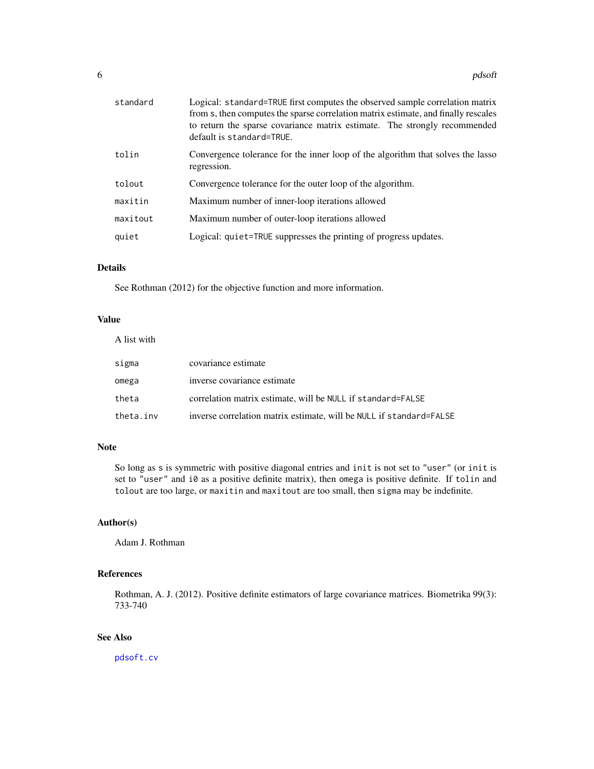| | |
|---|---|
| standard | Logical: `standard=TRUE` first computes the observed sample correlation matrix from `s`, then computes the sparse correlation matrix estimate, and finally rescales to return the sparse covariance matrix estimate. The strongly recommended default is `standard=TRUE`. |
| tolin | Convergence tolerance for the inner loop of the algorithm that solves the lasso regression. |
| tolout | Convergence tolerance for the outer loop of the algorithm. |
| maxitin | Maximum number of inner-loop iterations allowed |
| maxitout | Maximum number of outer-loop iterations allowed |
| quiet | Logical: `quiet=TRUE` suppresses the printing of progress updates. |

## Details

See Rothman (2012) for the objective function and more information.

## Value

A list with

| | |
|---|---|
| sigma | covariance estimate |
| omega | inverse covariance estimate |
| theta | correlation matrix estimate, will be `NULL` if `standard=FALSE` |
| theta.inv | inverse correlation matrix estimate, will be `NULL` if `standard=FALSE` |

## Note

So long as `s` is symmetric with positive diagonal entries and `init` is not set to `"user"` (or `init` is set to `"user"` and `i0` as a positive definite matrix), then `omega` is positive definite. If `tolin` and `tolout` are too large, or `maxitin` and `maxitout` are too small, then `sigma` may be indefinite.

## Author(s)

Adam J. Rothman

## References

Rothman, A. J. (2012). Positive definite estimators of large covariance matrices. Biometrika 99(3): 733-740

## See Also

`pdsoft.cv`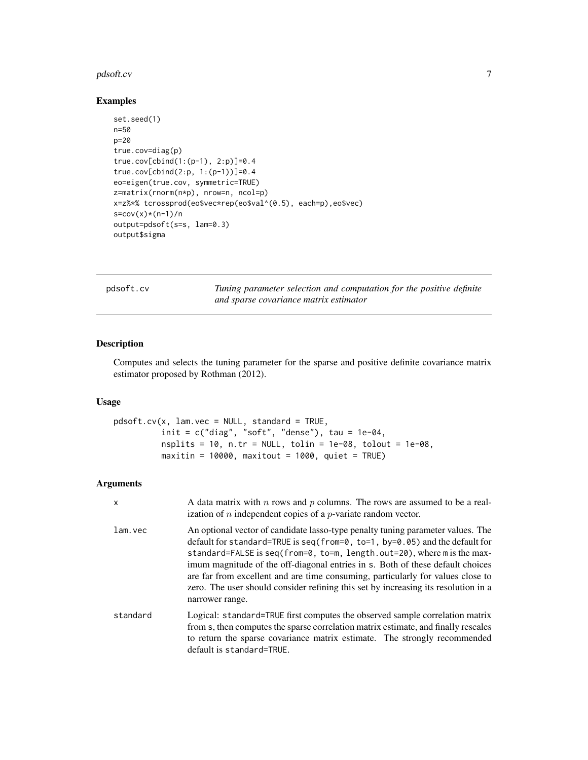### Examples

```
set.seed(1)
n=50
p=20
true.cov=diag(p)
true.cov[cbind(1:(p-1), 2:p)]=0.4
true.cov[cbind(2:p, 1:(p-1))]=0.4
eo=eigen(true.cov, symmetric=TRUE)
z=matrix(rnorm(n*p), nrow=n, ncol=p)
x=z%*% tcrossprod(eo$vec*rep(eo$val^(0.5), each=p),eo$vec)
s=cov(x)*(n-1)/n
output=pdsoft(s=s, lam=0.3)
output$sigma
```

## pdsoft.cv — *Tuning parameter selection and computation for the positive definite and sparse covariance matrix estimator*

### Description

Computes and selects the tuning parameter for the sparse and positive definite covariance matrix estimator proposed by Rothman (2012).

### Usage

```
pdsoft.cv(x, lam.vec = NULL, standard = TRUE,
          init = c("diag", "soft", "dense"), tau = 1e-04,
          nsplits = 10, n.tr = NULL, tolin = 1e-08, tolout = 1e-08,
          maxitin = 10000, maxitout = 1000, quiet = TRUE)
```

### Arguments

| | |
|---|---|
| `x` | A data matrix with $n$ rows and $p$ columns. The rows are assumed to be a realization of $n$ independent copies of a $p$-variate random vector. |
| `lam.vec` | An optional vector of candidate lasso-type penalty tuning parameter values. The default for `standard=TRUE` is `seq(from=0, to=1, by=0.05)` and the default for `standard=FALSE` is `seq(from=0, to=m, length.out=20)`, where `m` is the maximum magnitude of the off-diagonal entries in `s`. Both of these default choices are far from excellent and are time consuming, particularly for values close to zero. The user should consider refining this set by increasing its resolution in a narrower range. |
| `standard` | Logical: `standard=TRUE` first computes the observed sample correlation matrix from `s`, then computes the sparse correlation matrix estimate, and finally rescales to return the sparse covariance matrix estimate. The strongly recommended default is `standard=TRUE`. |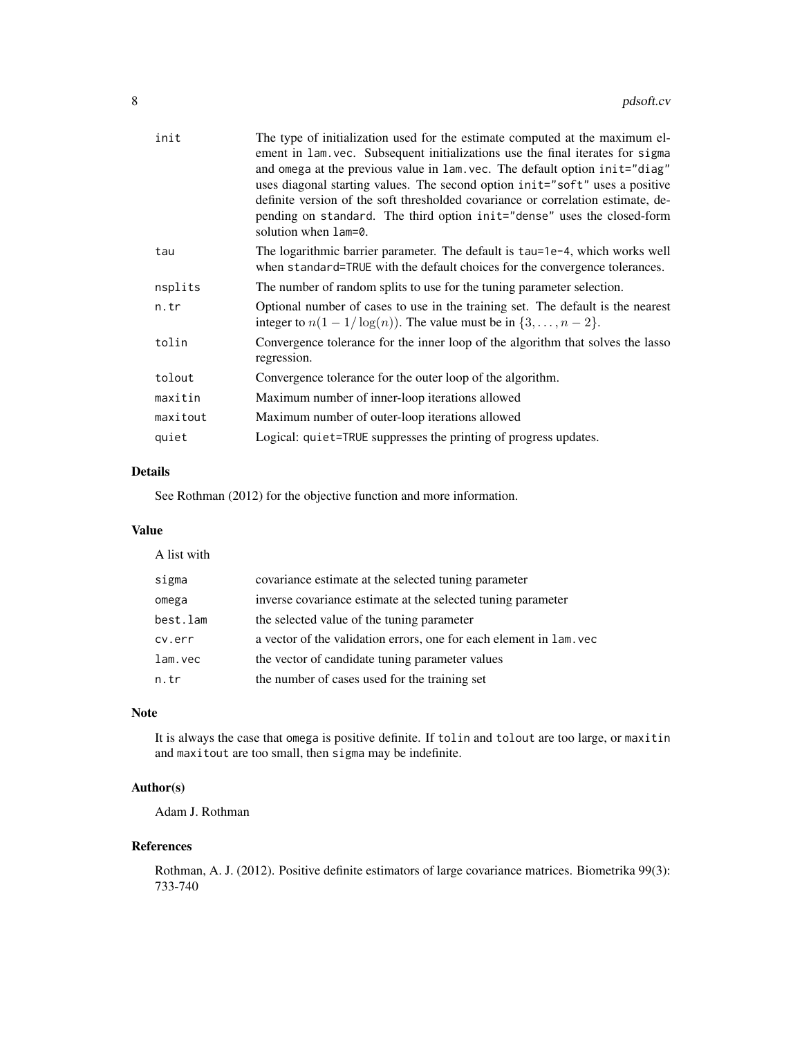| | |
|---|---|
| init | The type of initialization used for the estimate computed at the maximum element in `lam.vec`. Subsequent initializations use the final iterates for `sigma` and `omega` at the previous value in `lam.vec`. The default option `init="diag"` uses diagonal starting values. The second option `init="soft"` uses a positive definite version of the soft thresholded covariance or correlation estimate, depending on `standard`. The third option `init="dense"` uses the closed-form solution when `lam=0`. |
| tau | The logarithmic barrier parameter. The default is `tau=1e-4`, which works well when `standard=TRUE` with the default choices for the convergence tolerances. |
| nsplits | The number of random splits to use for the tuning parameter selection. |
| n.tr | Optional number of cases to use in the training set. The default is the nearest integer to $n(1-1/\log(n))$. The value must be in $\{3,\ldots,n-2\}$. |
| tolin | Convergence tolerance for the inner loop of the algorithm that solves the lasso regression. |
| tolout | Convergence tolerance for the outer loop of the algorithm. |
| maxitin | Maximum number of inner-loop iterations allowed |
| maxitout | Maximum number of outer-loop iterations allowed |
| quiet | Logical: `quiet=TRUE` suppresses the printing of progress updates. |

## Details

See Rothman (2012) for the objective function and more information.

## Value

A list with

| | |
|---|---|
| sigma | covariance estimate at the selected tuning parameter |
| omega | inverse covariance estimate at the selected tuning parameter |
| best.lam | the selected value of the tuning parameter |
| cv.err | a vector of the validation errors, one for each element in `lam.vec` |
| lam.vec | the vector of candidate tuning parameter values |
| n.tr | the number of cases used for the training set |

## Note

It is always the case that `omega` is positive definite. If `tolin` and `tolout` are too large, or `maxitin` and `maxitout` are too small, then `sigma` may be indefinite.

## Author(s)

Adam J. Rothman

## References

Rothman, A. J. (2012). Positive definite estimators of large covariance matrices. Biometrika 99(3): 733-740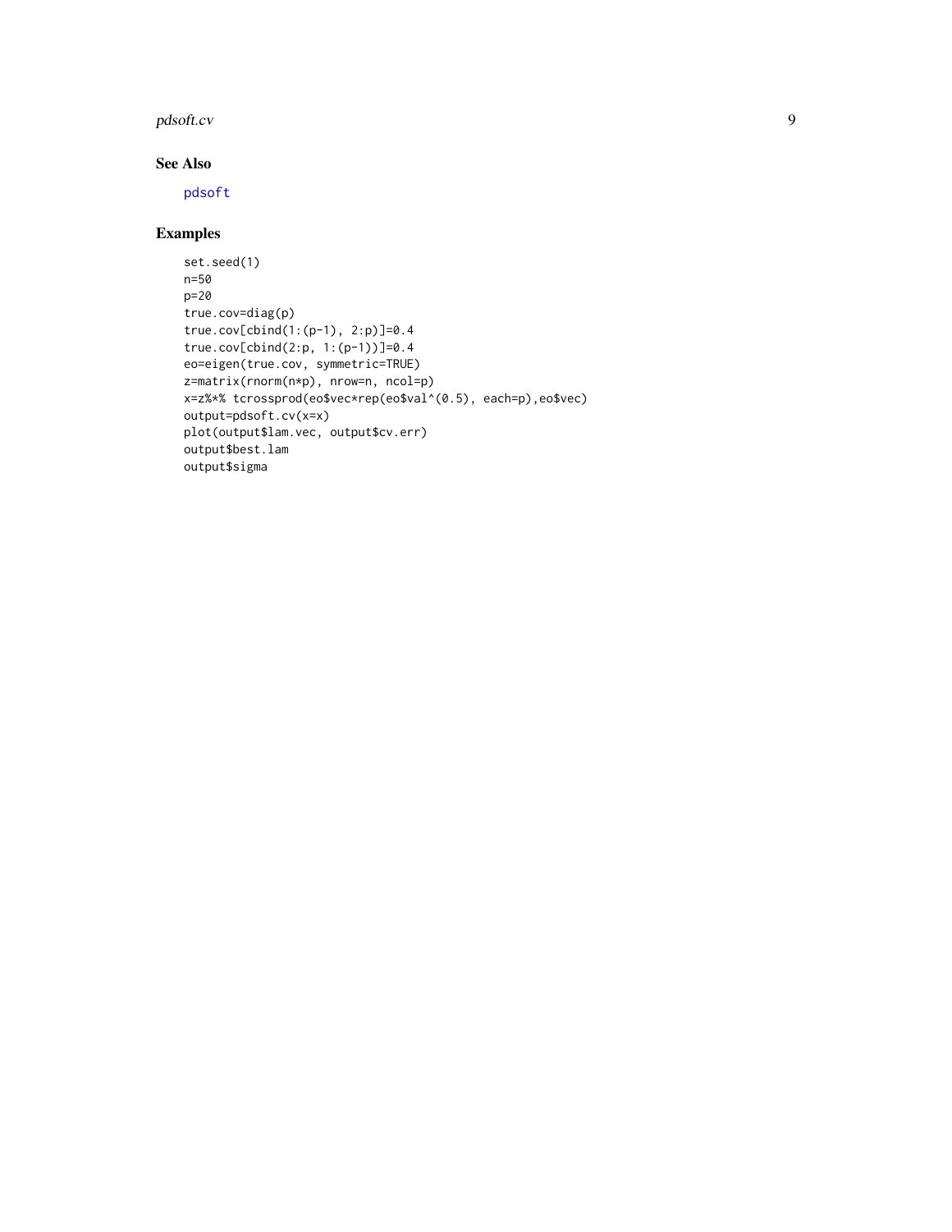## See Also

pdsoft

## Examples

```
set.seed(1)
n=50
p=20
true.cov=diag(p)
true.cov[cbind(1:(p-1), 2:p)]=0.4
true.cov[cbind(2:p, 1:(p-1))]=0.4
eo=eigen(true.cov, symmetric=TRUE)
z=matrix(rnorm(n*p), nrow=n, ncol=p)
x=z%*% tcrossprod(eo$vec*rep(eo$val^(0.5), each=p),eo$vec)
output=pdsoft.cv(x=x)
plot(output$lam.vec, output$cv.err)
output$best.lam
output$sigma
```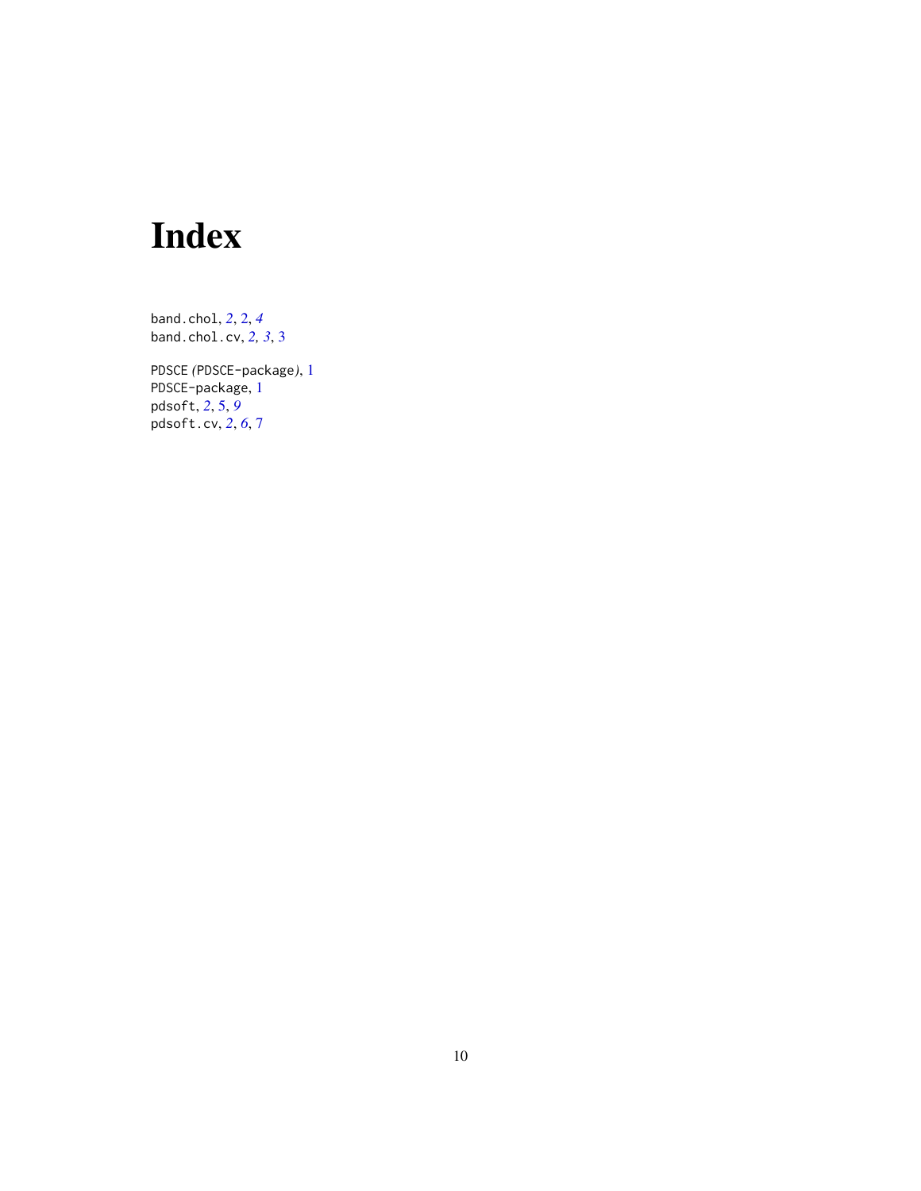# Index

band.chol, *2*, 2, *4*
band.chol.cv, *2, 3*, 3

PDSCE *(*PDSCE-package*)*, 1
PDSCE-package, 1
pdsoft, *2*, 5, *9*
pdsoft.cv, *2*, *6*, 7